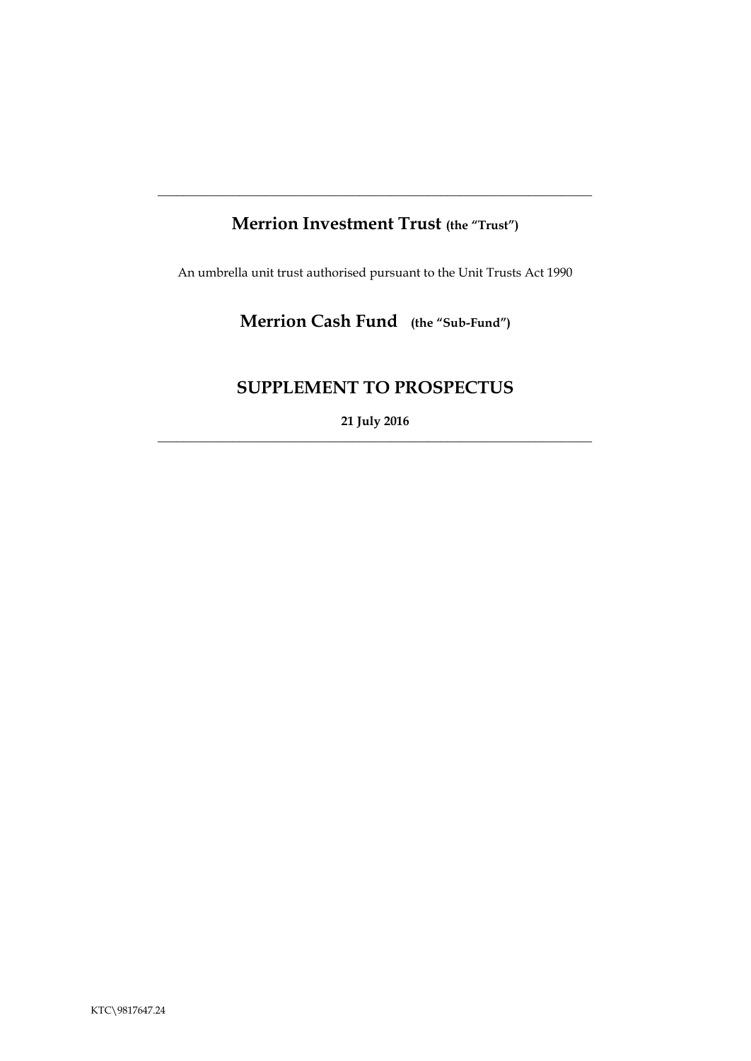---

# **Merrion Investment Trust** (the "Trust")

An umbrella unit trust authorised pursuant to the Unit Trusts Act 1990

## **Merrion Cash Fund** (the "Sub-Fund")

# SUPPLEMENT TO PROSPECTUS

**21 July 2016**

---

KTC\9817647.24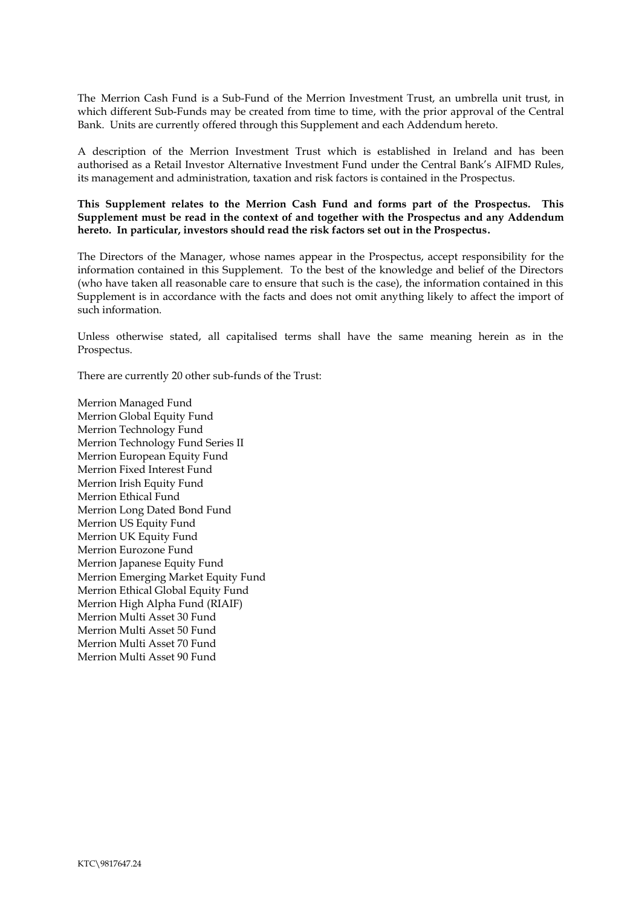The Merrion Cash Fund is a Sub-Fund of the Merrion Investment Trust, an umbrella unit trust, in which different Sub-Funds may be created from time to time, with the prior approval of the Central Bank. Units are currently offered through this Supplement and each Addendum hereto.

A description of the Merrion Investment Trust which is established in Ireland and has been authorised as a Retail Investor Alternative Investment Fund under the Central Bank's AIFMD Rules, its management and administration, taxation and risk factors is contained in the Prospectus.

**This Supplement relates to the Merrion Cash Fund and forms part of the Prospectus. This Supplement must be read in the context of and together with the Prospectus and any Addendum hereto. In particular, investors should read the risk factors set out in the Prospectus.**

The Directors of the Manager, whose names appear in the Prospectus, accept responsibility for the information contained in this Supplement. To the best of the knowledge and belief of the Directors (who have taken all reasonable care to ensure that such is the case), the information contained in this Supplement is in accordance with the facts and does not omit anything likely to affect the import of such information.

Unless otherwise stated, all capitalised terms shall have the same meaning herein as in the Prospectus.

There are currently 20 other sub-funds of the Trust:

Merrion Managed Fund
Merrion Global Equity Fund
Merrion Technology Fund
Merrion Technology Fund Series II
Merrion European Equity Fund
Merrion Fixed Interest Fund
Merrion Irish Equity Fund
Merrion Ethical Fund
Merrion Long Dated Bond Fund
Merrion US Equity Fund
Merrion UK Equity Fund
Merrion Eurozone Fund
Merrion Japanese Equity Fund
Merrion Emerging Market Equity Fund
Merrion Ethical Global Equity Fund
Merrion High Alpha Fund (RIAIF)
Merrion Multi Asset 30 Fund
Merrion Multi Asset 50 Fund
Merrion Multi Asset 70 Fund
Merrion Multi Asset 90 Fund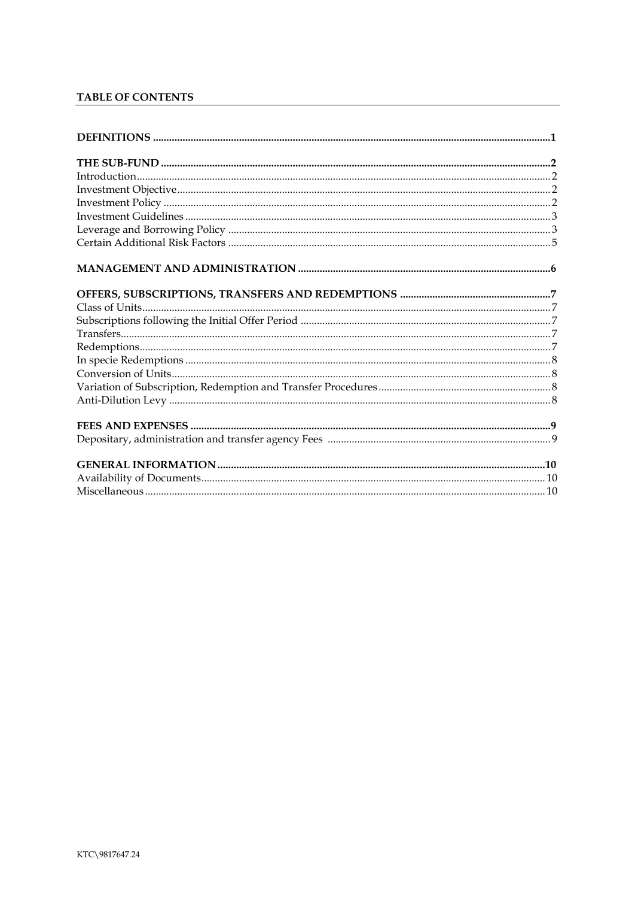**TABLE OF CONTENTS**

| | |
|---|---|
| **DEFINITIONS** | **1** |
| **THE SUB-FUND** | **2** |
| Introduction | 2 |
| Investment Objective | 2 |
| Investment Policy | 2 |
| Investment Guidelines | 3 |
| Leverage and Borrowing Policy | 3 |
| Certain Additional Risk Factors | 5 |
| **MANAGEMENT AND ADMINISTRATION** | **6** |
| **OFFERS, SUBSCRIPTIONS, TRANSFERS AND REDEMPTIONS** | **7** |
| Class of Units | 7 |
| Subscriptions following the Initial Offer Period | 7 |
| Transfers | 7 |
| Redemptions | 7 |
| In specie Redemptions | 8 |
| Conversion of Units | 8 |
| Variation of Subscription, Redemption and Transfer Procedures | 8 |
| Anti-Dilution Levy | 8 |
| **FEES AND EXPENSES** | **9** |
| Depositary, administration and transfer agency Fees | 9 |
| **GENERAL INFORMATION** | **10** |
| Availability of Documents | 10 |
| Miscellaneous | 10 |

KTC\9817647.24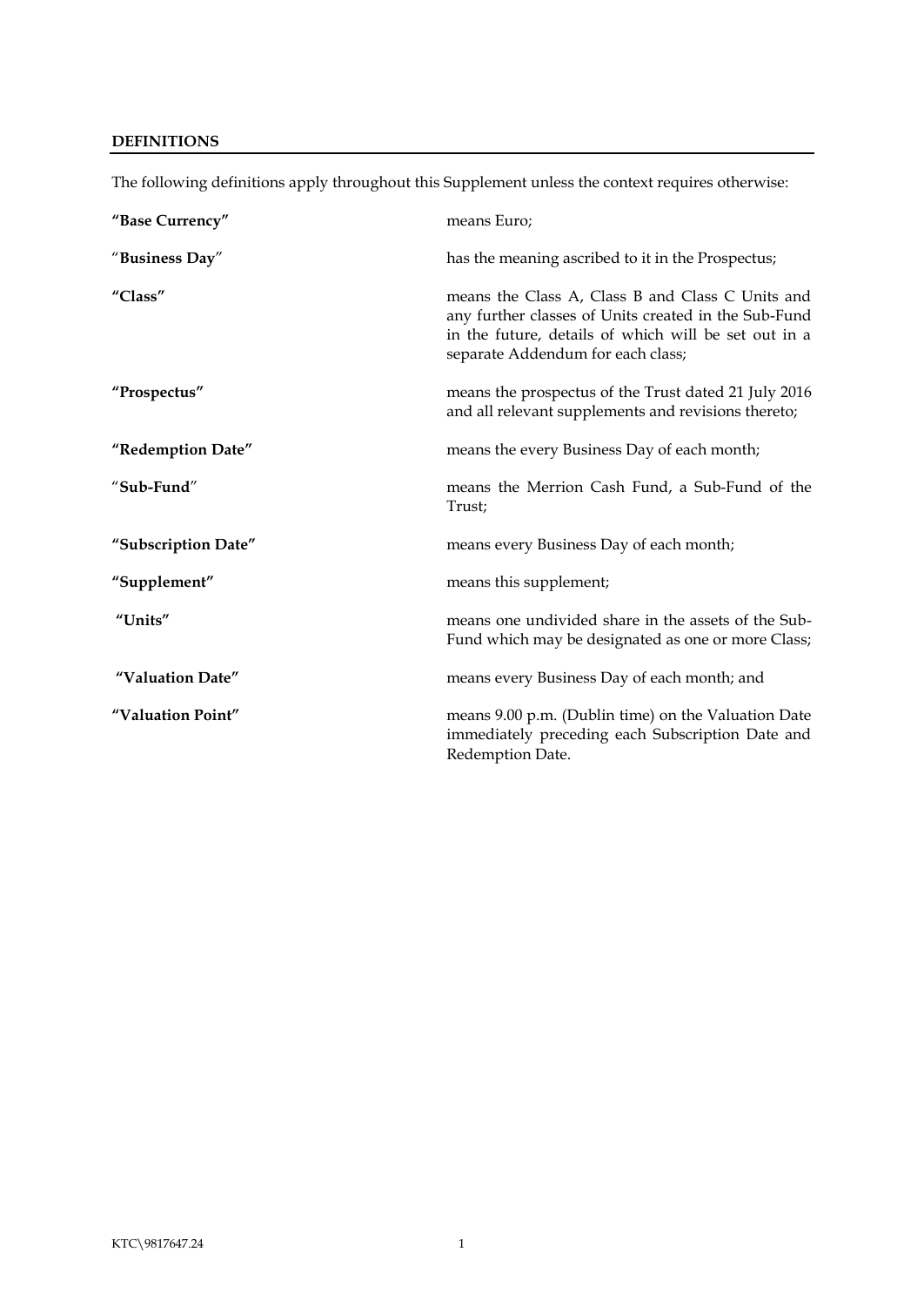## DEFINITIONS

The following definitions apply throughout this Supplement unless the context requires otherwise:

| | |
|---|---|
| **"Base Currency"** | means Euro; |
| **"Business Day"** | has the meaning ascribed to it in the Prospectus; |
| **"Class"** | means the Class A, Class B and Class C Units and any further classes of Units created in the Sub-Fund in the future, details of which will be set out in a separate Addendum for each class; |
| **"Prospectus"** | means the prospectus of the Trust dated 21 July 2016 and all relevant supplements and revisions thereto; |
| **"Redemption Date"** | means the every Business Day of each month; |
| **"Sub-Fund"** | means the Merrion Cash Fund, a Sub-Fund of the Trust; |
| **"Subscription Date"** | means every Business Day of each month; |
| **"Supplement"** | means this supplement; |
| **"Units"** | means one undivided share in the assets of the Sub-Fund which may be designated as one or more Class; |
| **"Valuation Date"** | means every Business Day of each month; and |
| **"Valuation Point"** | means 9.00 p.m. (Dublin time) on the Valuation Date immediately preceding each Subscription Date and Redemption Date. |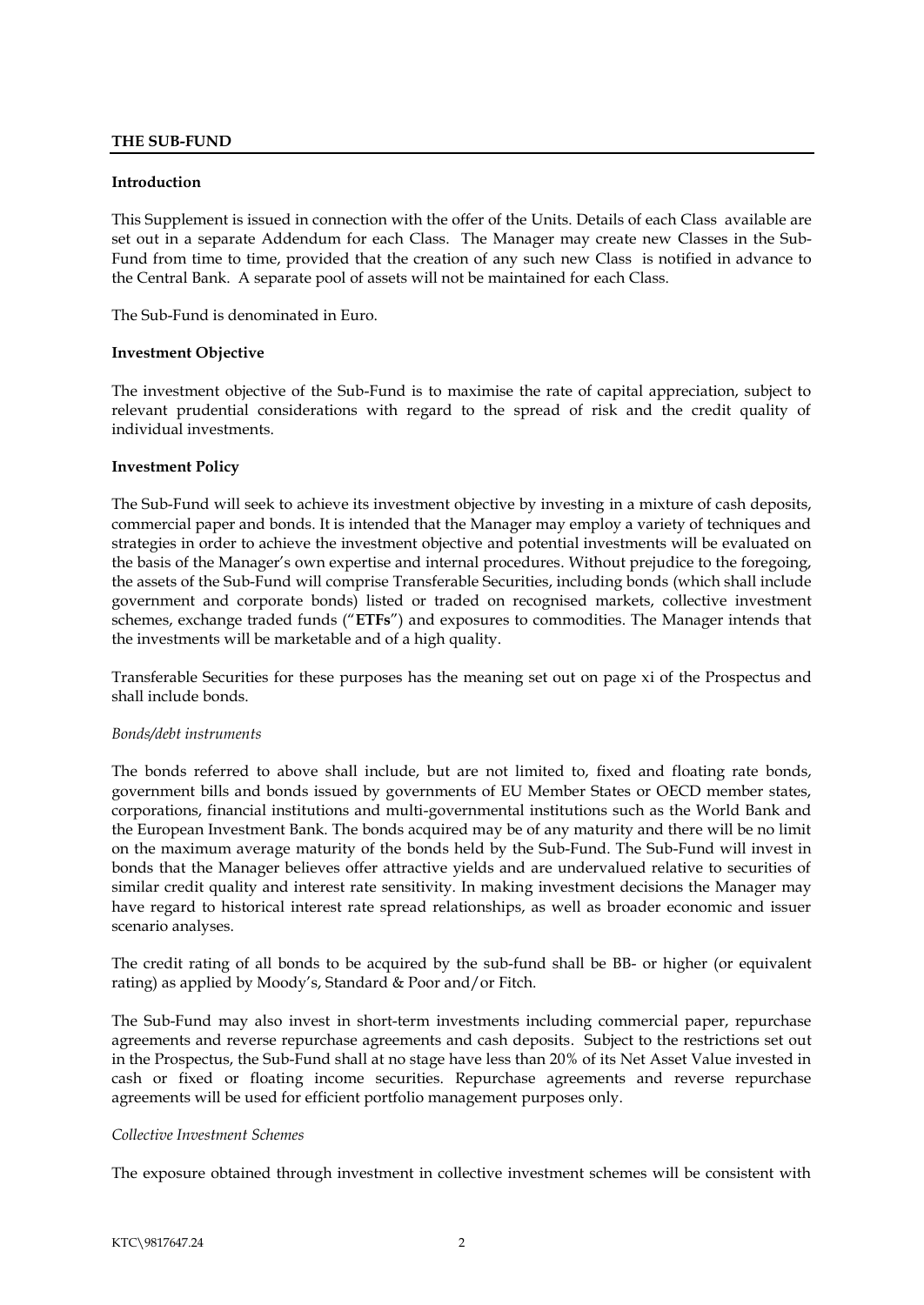## THE SUB-FUND

### Introduction

This Supplement is issued in connection with the offer of the Units. Details of each Class available are set out in a separate Addendum for each Class. The Manager may create new Classes in the Sub-Fund from time to time, provided that the creation of any such new Class is notified in advance to the Central Bank. A separate pool of assets will not be maintained for each Class.

The Sub-Fund is denominated in Euro.

### Investment Objective

The investment objective of the Sub-Fund is to maximise the rate of capital appreciation, subject to relevant prudential considerations with regard to the spread of risk and the credit quality of individual investments.

### Investment Policy

The Sub-Fund will seek to achieve its investment objective by investing in a mixture of cash deposits, commercial paper and bonds. It is intended that the Manager may employ a variety of techniques and strategies in order to achieve the investment objective and potential investments will be evaluated on the basis of the Manager's own expertise and internal procedures. Without prejudice to the foregoing, the assets of the Sub-Fund will comprise Transferable Securities, including bonds (which shall include government and corporate bonds) listed or traded on recognised markets, collective investment schemes, exchange traded funds ("**ETFs**") and exposures to commodities. The Manager intends that the investments will be marketable and of a high quality.

Transferable Securities for these purposes has the meaning set out on page xi of the Prospectus and shall include bonds.

*Bonds/debt instruments*

The bonds referred to above shall include, but are not limited to, fixed and floating rate bonds, government bills and bonds issued by governments of EU Member States or OECD member states, corporations, financial institutions and multi-governmental institutions such as the World Bank and the European Investment Bank. The bonds acquired may be of any maturity and there will be no limit on the maximum average maturity of the bonds held by the Sub-Fund. The Sub-Fund will invest in bonds that the Manager believes offer attractive yields and are undervalued relative to securities of similar credit quality and interest rate sensitivity. In making investment decisions the Manager may have regard to historical interest rate spread relationships, as well as broader economic and issuer scenario analyses.

The credit rating of all bonds to be acquired by the sub-fund shall be BB- or higher (or equivalent rating) as applied by Moody's, Standard & Poor and/or Fitch.

The Sub-Fund may also invest in short-term investments including commercial paper, repurchase agreements and reverse repurchase agreements and cash deposits. Subject to the restrictions set out in the Prospectus, the Sub-Fund shall at no stage have less than 20% of its Net Asset Value invested in cash or fixed or floating income securities. Repurchase agreements and reverse repurchase agreements will be used for efficient portfolio management purposes only.

*Collective Investment Schemes*

The exposure obtained through investment in collective investment schemes will be consistent with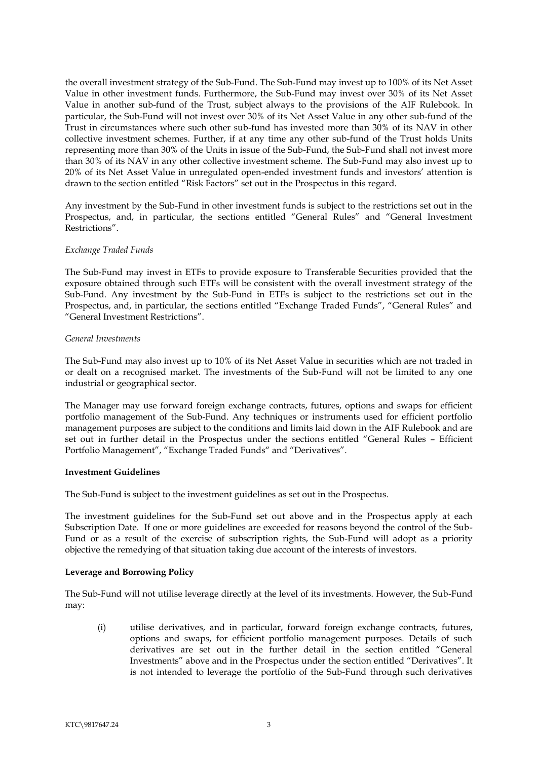the overall investment strategy of the Sub-Fund. The Sub-Fund may invest up to 100% of its Net Asset Value in other investment funds. Furthermore, the Sub-Fund may invest over 30% of its Net Asset Value in another sub-fund of the Trust, subject always to the provisions of the AIF Rulebook. In particular, the Sub-Fund will not invest over 30% of its Net Asset Value in any other sub-fund of the Trust in circumstances where such other sub-fund has invested more than 30% of its NAV in other collective investment schemes. Further, if at any time any other sub-fund of the Trust holds Units representing more than 30% of the Units in issue of the Sub-Fund, the Sub-Fund shall not invest more than 30% of its NAV in any other collective investment scheme. The Sub-Fund may also invest up to 20% of its Net Asset Value in unregulated open-ended investment funds and investors' attention is drawn to the section entitled "Risk Factors" set out in the Prospectus in this regard.

Any investment by the Sub-Fund in other investment funds is subject to the restrictions set out in the Prospectus, and, in particular, the sections entitled "General Rules" and "General Investment Restrictions".

*Exchange Traded Funds*

The Sub-Fund may invest in ETFs to provide exposure to Transferable Securities provided that the exposure obtained through such ETFs will be consistent with the overall investment strategy of the Sub-Fund. Any investment by the Sub-Fund in ETFs is subject to the restrictions set out in the Prospectus, and, in particular, the sections entitled "Exchange Traded Funds", "General Rules" and "General Investment Restrictions".

*General Investments*

The Sub-Fund may also invest up to 10% of its Net Asset Value in securities which are not traded in or dealt on a recognised market. The investments of the Sub-Fund will not be limited to any one industrial or geographical sector.

The Manager may use forward foreign exchange contracts, futures, options and swaps for efficient portfolio management of the Sub-Fund. Any techniques or instruments used for efficient portfolio management purposes are subject to the conditions and limits laid down in the AIF Rulebook and are set out in further detail in the Prospectus under the sections entitled "General Rules – Efficient Portfolio Management", "Exchange Traded Funds" and "Derivatives".

**Investment Guidelines**

The Sub-Fund is subject to the investment guidelines as set out in the Prospectus.

The investment guidelines for the Sub-Fund set out above and in the Prospectus apply at each Subscription Date. If one or more guidelines are exceeded for reasons beyond the control of the Sub-Fund or as a result of the exercise of subscription rights, the Sub-Fund will adopt as a priority objective the remedying of that situation taking due account of the interests of investors.

**Leverage and Borrowing Policy**

The Sub-Fund will not utilise leverage directly at the level of its investments. However, the Sub-Fund may:

(i) utilise derivatives, and in particular, forward foreign exchange contracts, futures, options and swaps, for efficient portfolio management purposes. Details of such derivatives are set out in the further detail in the section entitled "General Investments" above and in the Prospectus under the section entitled "Derivatives". It is not intended to leverage the portfolio of the Sub-Fund through such derivatives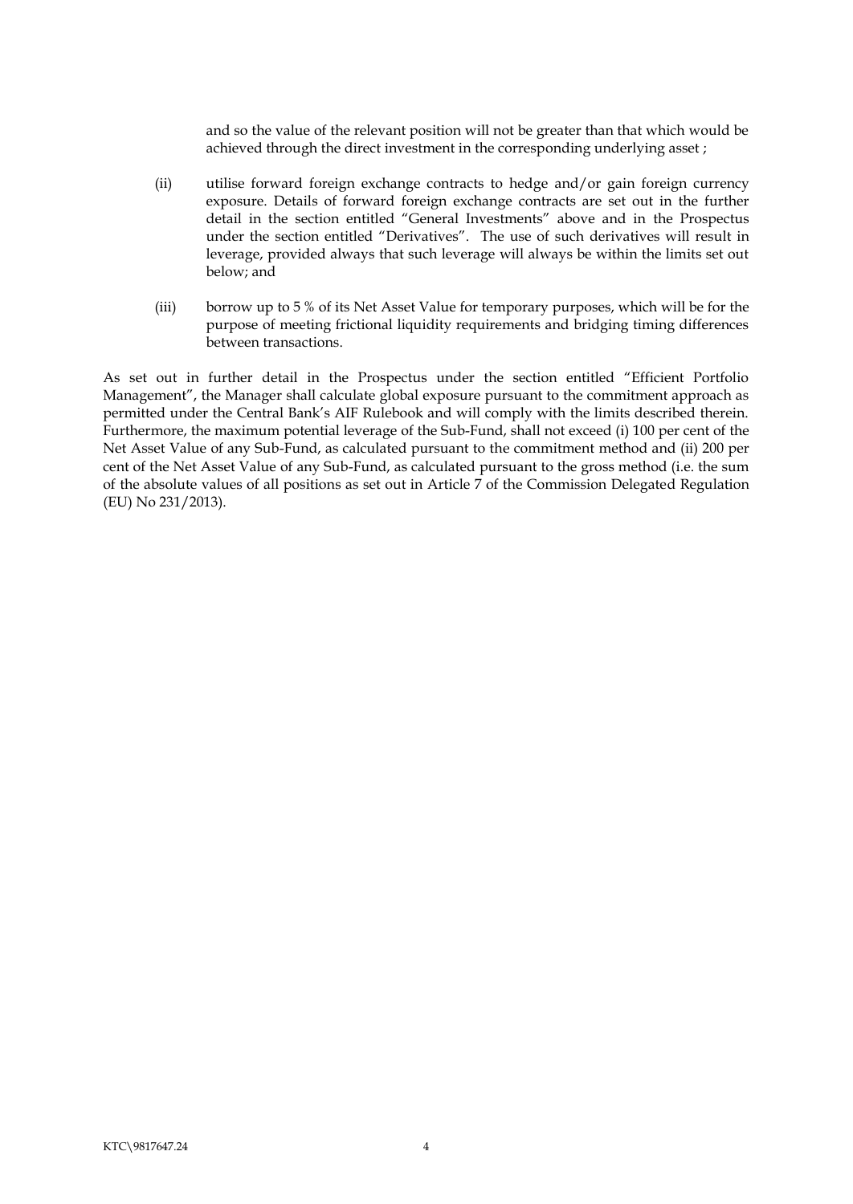and so the value of the relevant position will not be greater than that which would be achieved through the direct investment in the corresponding underlying asset ;

(ii) utilise forward foreign exchange contracts to hedge and/or gain foreign currency exposure. Details of forward foreign exchange contracts are set out in the further detail in the section entitled "General Investments" above and in the Prospectus under the section entitled "Derivatives". The use of such derivatives will result in leverage, provided always that such leverage will always be within the limits set out below; and

(iii) borrow up to 5 % of its Net Asset Value for temporary purposes, which will be for the purpose of meeting frictional liquidity requirements and bridging timing differences between transactions.

As set out in further detail in the Prospectus under the section entitled "Efficient Portfolio Management", the Manager shall calculate global exposure pursuant to the commitment approach as permitted under the Central Bank's AIF Rulebook and will comply with the limits described therein. Furthermore, the maximum potential leverage of the Sub-Fund, shall not exceed (i) 100 per cent of the Net Asset Value of any Sub-Fund, as calculated pursuant to the commitment method and (ii) 200 per cent of the Net Asset Value of any Sub-Fund, as calculated pursuant to the gross method (i.e. the sum of the absolute values of all positions as set out in Article 7 of the Commission Delegated Regulation (EU) No 231/2013).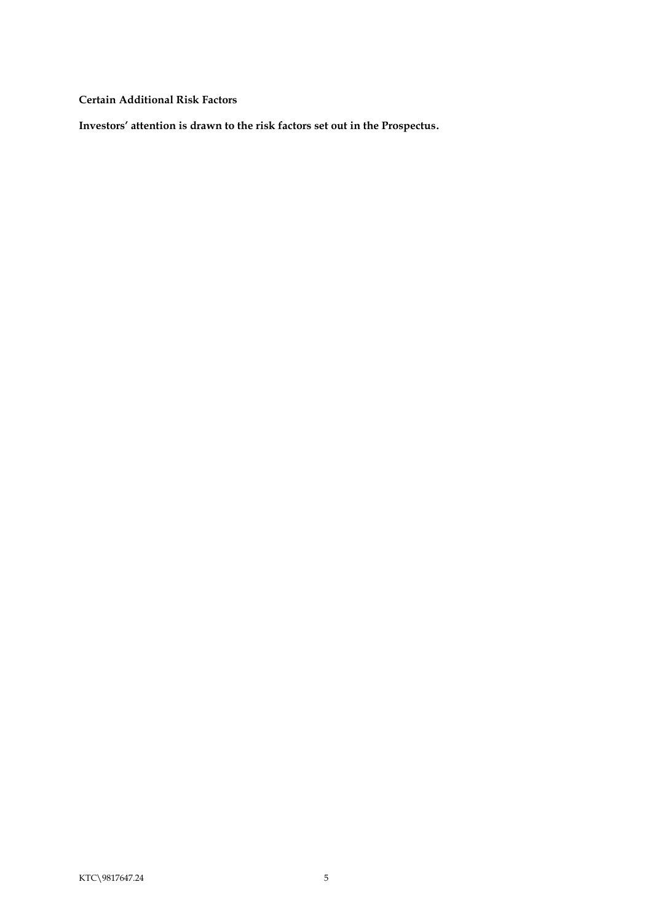**Certain Additional Risk Factors**

**Investors' attention is drawn to the risk factors set out in the Prospectus.**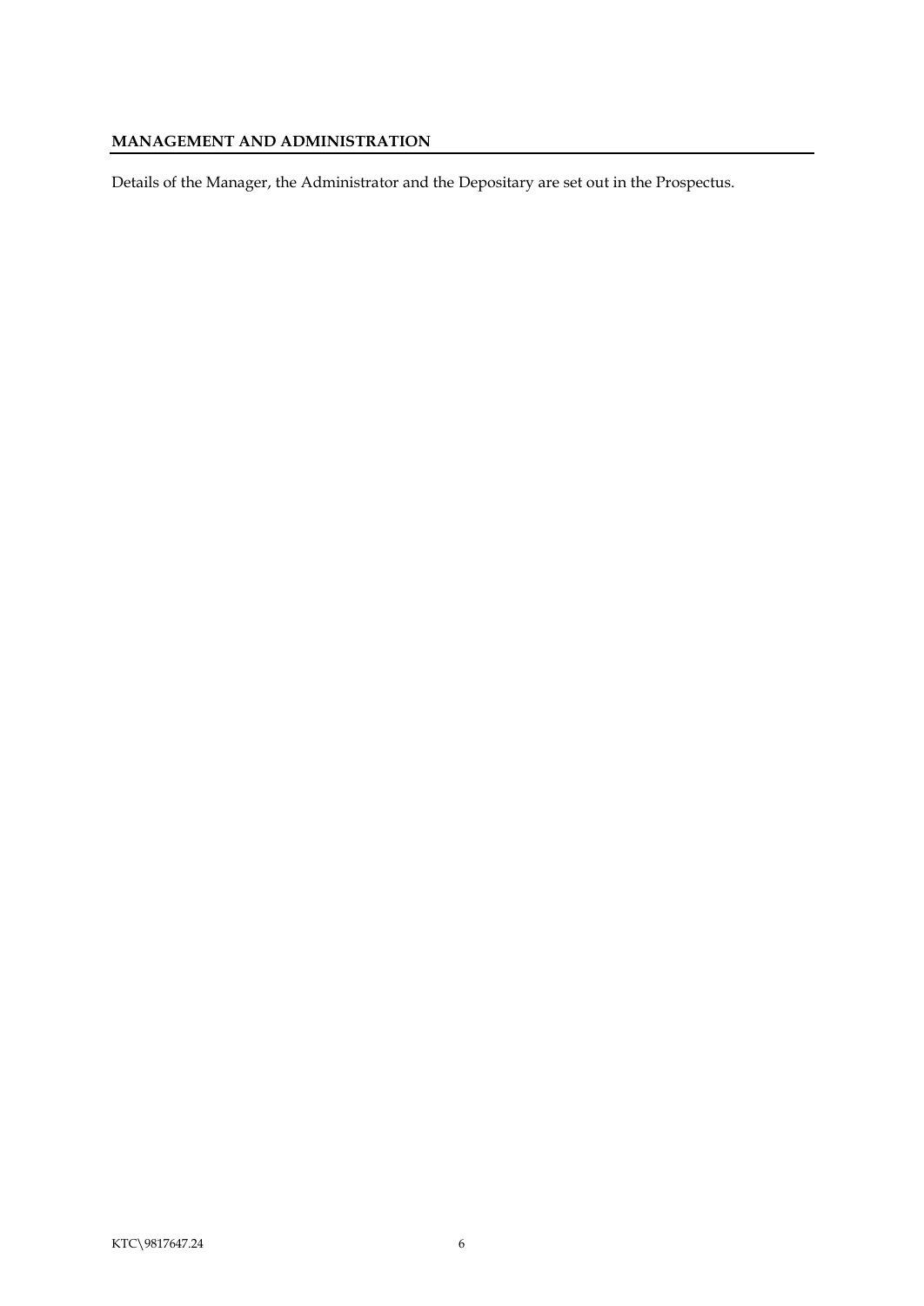## MANAGEMENT AND ADMINISTRATION

Details of the Manager, the Administrator and the Depositary are set out in the Prospectus.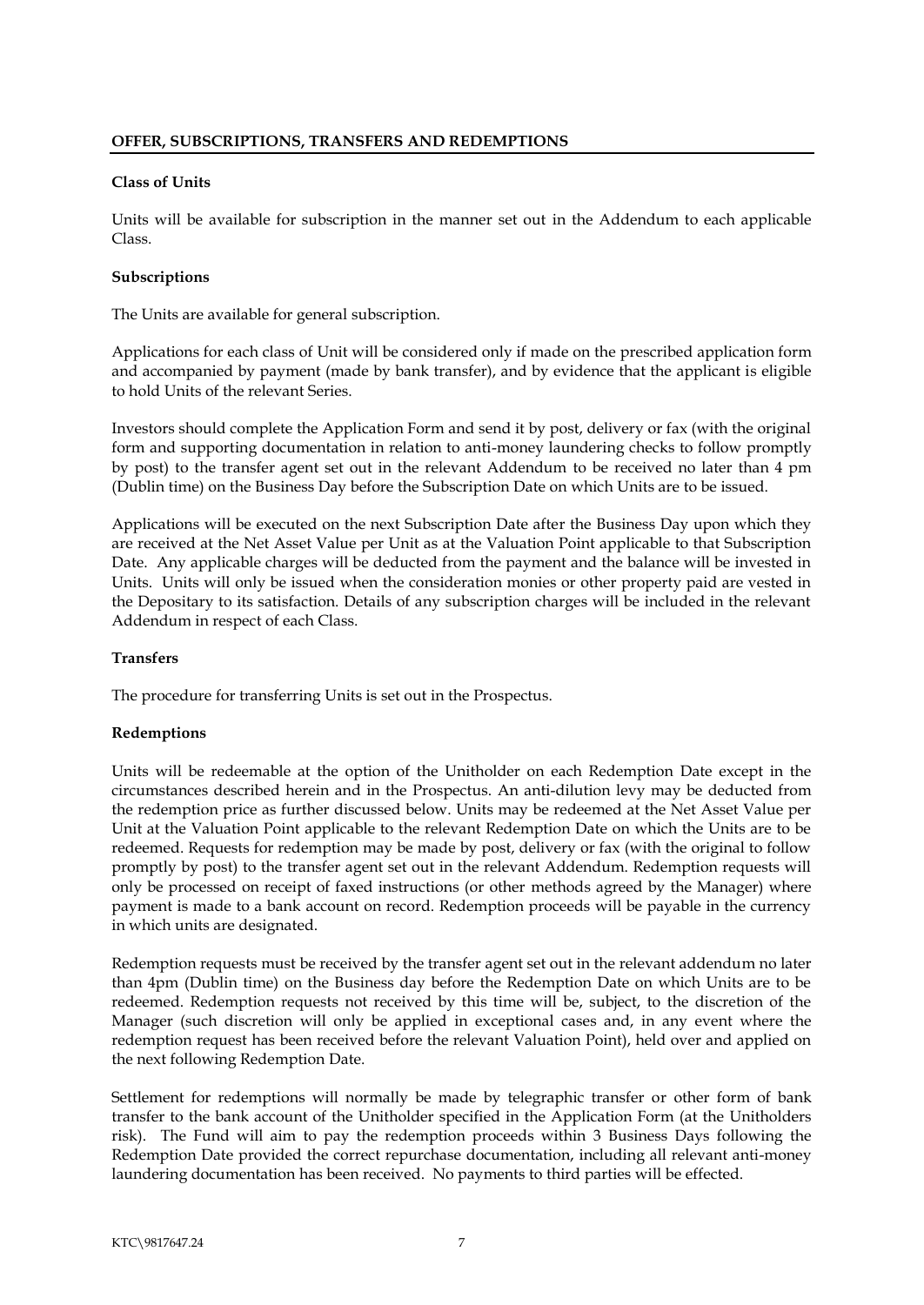## OFFER, SUBSCRIPTIONS, TRANSFERS AND REDEMPTIONS

### Class of Units

Units will be available for subscription in the manner set out in the Addendum to each applicable Class.

### Subscriptions

The Units are available for general subscription.

Applications for each class of Unit will be considered only if made on the prescribed application form and accompanied by payment (made by bank transfer), and by evidence that the applicant is eligible to hold Units of the relevant Series.

Investors should complete the Application Form and send it by post, delivery or fax (with the original form and supporting documentation in relation to anti-money laundering checks to follow promptly by post) to the transfer agent set out in the relevant Addendum to be received no later than 4 pm (Dublin time) on the Business Day before the Subscription Date on which Units are to be issued.

Applications will be executed on the next Subscription Date after the Business Day upon which they are received at the Net Asset Value per Unit as at the Valuation Point applicable to that Subscription Date. Any applicable charges will be deducted from the payment and the balance will be invested in Units. Units will only be issued when the consideration monies or other property paid are vested in the Depositary to its satisfaction. Details of any subscription charges will be included in the relevant Addendum in respect of each Class.

### Transfers

The procedure for transferring Units is set out in the Prospectus.

### Redemptions

Units will be redeemable at the option of the Unitholder on each Redemption Date except in the circumstances described herein and in the Prospectus. An anti-dilution levy may be deducted from the redemption price as further discussed below. Units may be redeemed at the Net Asset Value per Unit at the Valuation Point applicable to the relevant Redemption Date on which the Units are to be redeemed. Requests for redemption may be made by post, delivery or fax (with the original to follow promptly by post) to the transfer agent set out in the relevant Addendum. Redemption requests will only be processed on receipt of faxed instructions (or other methods agreed by the Manager) where payment is made to a bank account on record. Redemption proceeds will be payable in the currency in which units are designated.

Redemption requests must be received by the transfer agent set out in the relevant addendum no later than 4pm (Dublin time) on the Business day before the Redemption Date on which Units are to be redeemed. Redemption requests not received by this time will be, subject, to the discretion of the Manager (such discretion will only be applied in exceptional cases and, in any event where the redemption request has been received before the relevant Valuation Point), held over and applied on the next following Redemption Date.

Settlement for redemptions will normally be made by telegraphic transfer or other form of bank transfer to the bank account of the Unitholder specified in the Application Form (at the Unitholders risk). The Fund will aim to pay the redemption proceeds within 3 Business Days following the Redemption Date provided the correct repurchase documentation, including all relevant anti-money laundering documentation has been received. No payments to third parties will be effected.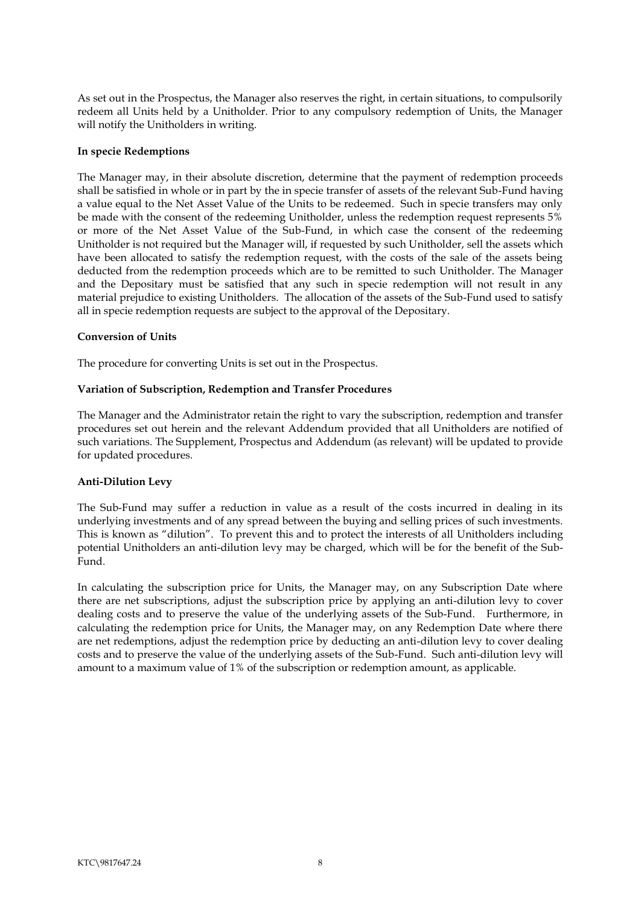As set out in the Prospectus, the Manager also reserves the right, in certain situations, to compulsorily redeem all Units held by a Unitholder. Prior to any compulsory redemption of Units, the Manager will notify the Unitholders in writing.

**In specie Redemptions**

The Manager may, in their absolute discretion, determine that the payment of redemption proceeds shall be satisfied in whole or in part by the in specie transfer of assets of the relevant Sub-Fund having a value equal to the Net Asset Value of the Units to be redeemed. Such in specie transfers may only be made with the consent of the redeeming Unitholder, unless the redemption request represents 5% or more of the Net Asset Value of the Sub-Fund, in which case the consent of the redeeming Unitholder is not required but the Manager will, if requested by such Unitholder, sell the assets which have been allocated to satisfy the redemption request, with the costs of the sale of the assets being deducted from the redemption proceeds which are to be remitted to such Unitholder. The Manager and the Depositary must be satisfied that any such in specie redemption will not result in any material prejudice to existing Unitholders. The allocation of the assets of the Sub-Fund used to satisfy all in specie redemption requests are subject to the approval of the Depositary.

**Conversion of Units**

The procedure for converting Units is set out in the Prospectus.

**Variation of Subscription, Redemption and Transfer Procedures**

The Manager and the Administrator retain the right to vary the subscription, redemption and transfer procedures set out herein and the relevant Addendum provided that all Unitholders are notified of such variations. The Supplement, Prospectus and Addendum (as relevant) will be updated to provide for updated procedures.

**Anti-Dilution Levy**

The Sub-Fund may suffer a reduction in value as a result of the costs incurred in dealing in its underlying investments and of any spread between the buying and selling prices of such investments. This is known as "dilution". To prevent this and to protect the interests of all Unitholders including potential Unitholders an anti-dilution levy may be charged, which will be for the benefit of the Sub-Fund.

In calculating the subscription price for Units, the Manager may, on any Subscription Date where there are net subscriptions, adjust the subscription price by applying an anti-dilution levy to cover dealing costs and to preserve the value of the underlying assets of the Sub-Fund. Furthermore, in calculating the redemption price for Units, the Manager may, on any Redemption Date where there are net redemptions, adjust the redemption price by deducting an anti-dilution levy to cover dealing costs and to preserve the value of the underlying assets of the Sub-Fund. Such anti-dilution levy will amount to a maximum value of 1% of the subscription or redemption amount, as applicable.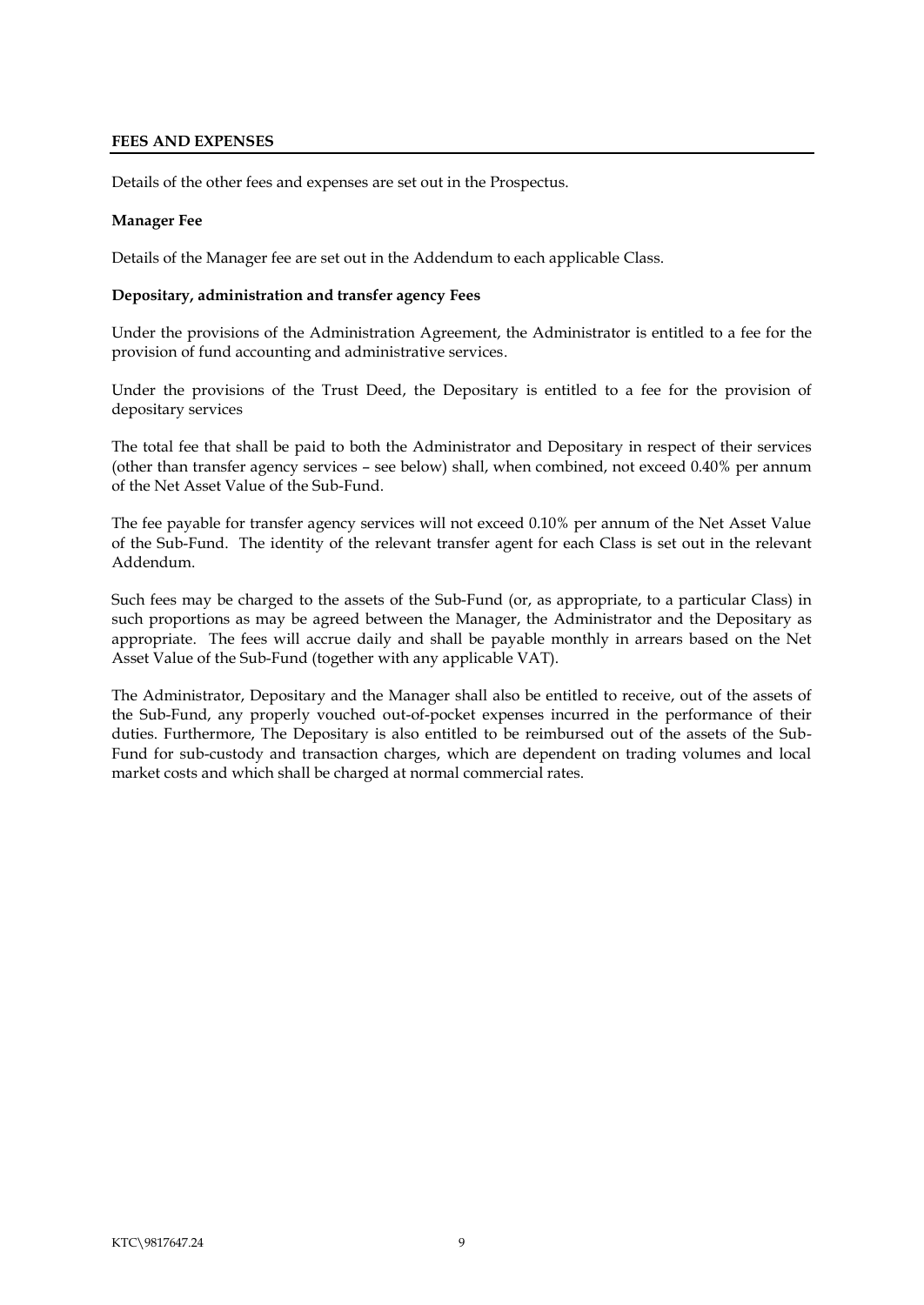## FEES AND EXPENSES

Details of the other fees and expenses are set out in the Prospectus.

**Manager Fee**

Details of the Manager fee are set out in the Addendum to each applicable Class.

**Depositary, administration and transfer agency Fees**

Under the provisions of the Administration Agreement, the Administrator is entitled to a fee for the provision of fund accounting and administrative services.

Under the provisions of the Trust Deed, the Depositary is entitled to a fee for the provision of depositary services

The total fee that shall be paid to both the Administrator and Depositary in respect of their services (other than transfer agency services – see below) shall, when combined, not exceed 0.40% per annum of the Net Asset Value of the Sub-Fund.

The fee payable for transfer agency services will not exceed 0.10% per annum of the Net Asset Value of the Sub-Fund. The identity of the relevant transfer agent for each Class is set out in the relevant Addendum.

Such fees may be charged to the assets of the Sub-Fund (or, as appropriate, to a particular Class) in such proportions as may be agreed between the Manager, the Administrator and the Depositary as appropriate. The fees will accrue daily and shall be payable monthly in arrears based on the Net Asset Value of the Sub-Fund (together with any applicable VAT).

The Administrator, Depositary and the Manager shall also be entitled to receive, out of the assets of the Sub-Fund, any properly vouched out-of-pocket expenses incurred in the performance of their duties. Furthermore, The Depositary is also entitled to be reimbursed out of the assets of the Sub-Fund for sub-custody and transaction charges, which are dependent on trading volumes and local market costs and which shall be charged at normal commercial rates.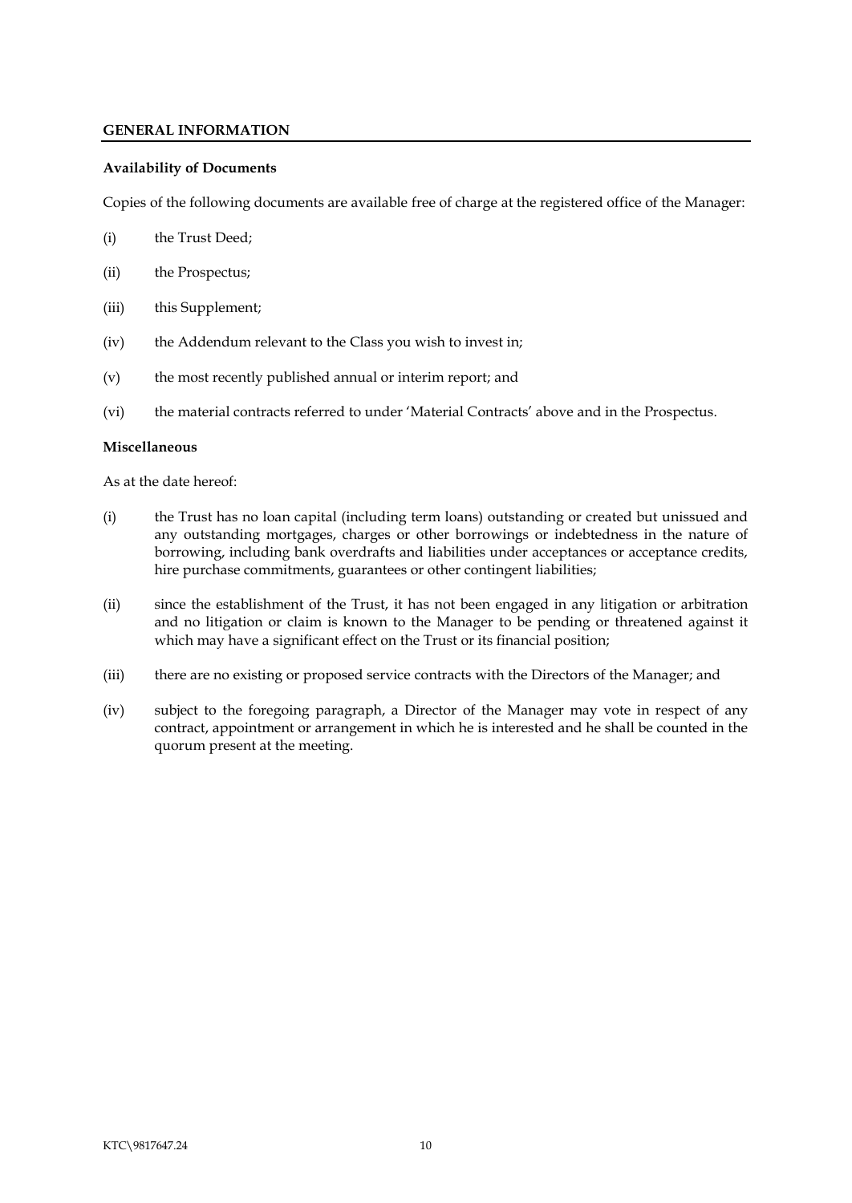## GENERAL INFORMATION

### Availability of Documents

Copies of the following documents are available free of charge at the registered office of the Manager:

(i) the Trust Deed;

(ii) the Prospectus;

(iii) this Supplement;

(iv) the Addendum relevant to the Class you wish to invest in;

(v) the most recently published annual or interim report; and

(vi) the material contracts referred to under 'Material Contracts' above and in the Prospectus.

### Miscellaneous

As at the date hereof:

(i) the Trust has no loan capital (including term loans) outstanding or created but unissued and any outstanding mortgages, charges or other borrowings or indebtedness in the nature of borrowing, including bank overdrafts and liabilities under acceptances or acceptance credits, hire purchase commitments, guarantees or other contingent liabilities;

(ii) since the establishment of the Trust, it has not been engaged in any litigation or arbitration and no litigation or claim is known to the Manager to be pending or threatened against it which may have a significant effect on the Trust or its financial position;

(iii) there are no existing or proposed service contracts with the Directors of the Manager; and

(iv) subject to the foregoing paragraph, a Director of the Manager may vote in respect of any contract, appointment or arrangement in which he is interested and he shall be counted in the quorum present at the meeting.